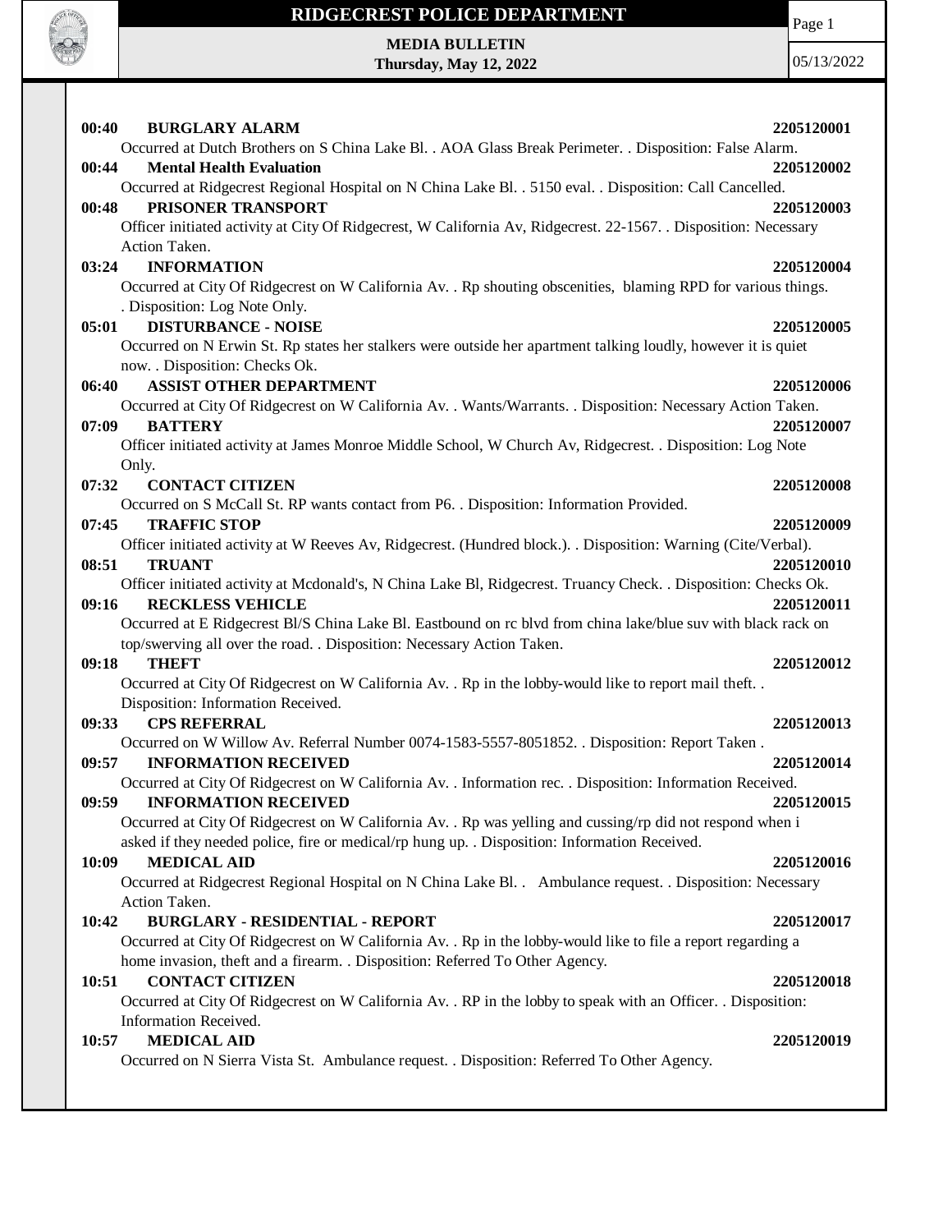# RIDGECREST POLICE DEPARTMENT

**MEDIA BULLETIN**
**Thursday, May 12, 2022**

05/13/2022

**00:40 BURGLARY ALARM 2205120001**
Occurred at Dutch Brothers on S China Lake Bl. . AOA Glass Break Perimeter. . Disposition: False Alarm.

**00:44 Mental Health Evaluation 2205120002**
Occurred at Ridgecrest Regional Hospital on N China Lake Bl. . 5150 eval. . Disposition: Call Cancelled.

**00:48 PRISONER TRANSPORT 2205120003**
Officer initiated activity at City Of Ridgecrest, W California Av, Ridgecrest. 22-1567. . Disposition: Necessary Action Taken.

**03:24 INFORMATION 2205120004**
Occurred at City Of Ridgecrest on W California Av. . Rp shouting obscenities, blaming RPD for various things. . Disposition: Log Note Only.

**05:01 DISTURBANCE - NOISE 2205120005**
Occurred on N Erwin St. Rp states her stalkers were outside her apartment talking loudly, however it is quiet now. . Disposition: Checks Ok.

**06:40 ASSIST OTHER DEPARTMENT 2205120006**
Occurred at City Of Ridgecrest on W California Av. . Wants/Warrants. . Disposition: Necessary Action Taken.

**07:09 BATTERY 2205120007**
Officer initiated activity at James Monroe Middle School, W Church Av, Ridgecrest. . Disposition: Log Note Only.

**07:32 CONTACT CITIZEN 2205120008**
Occurred on S McCall St. RP wants contact from P6. . Disposition: Information Provided.

**07:45 TRAFFIC STOP 2205120009**
Officer initiated activity at W Reeves Av, Ridgecrest. (Hundred block.). . Disposition: Warning (Cite/Verbal).

**08:51 TRUANT 2205120010**
Officer initiated activity at Mcdonald's, N China Lake Bl, Ridgecrest. Truancy Check. . Disposition: Checks Ok.

**09:16 RECKLESS VEHICLE 2205120011**
Occurred at E Ridgecrest Bl/S China Lake Bl. Eastbound on rc blvd from china lake/blue suv with black rack on top/swerving all over the road. . Disposition: Necessary Action Taken.

**09:18 THEFT 2205120012**
Occurred at City Of Ridgecrest on W California Av. . Rp in the lobby-would like to report mail theft. . Disposition: Information Received.

**09:33 CPS REFERRAL 2205120013**
Occurred on W Willow Av. Referral Number 0074-1583-5557-8051852. . Disposition: Report Taken .

**09:57 INFORMATION RECEIVED 2205120014**
Occurred at City Of Ridgecrest on W California Av. . Information rec. . Disposition: Information Received.

**09:59 INFORMATION RECEIVED 2205120015**
Occurred at City Of Ridgecrest on W California Av. . Rp was yelling and cussing/rp did not respond when i asked if they needed police, fire or medical/rp hung up. . Disposition: Information Received.

**10:09 MEDICAL AID 2205120016**
Occurred at Ridgecrest Regional Hospital on N China Lake Bl. . Ambulance request. . Disposition: Necessary Action Taken.

**10:42 BURGLARY - RESIDENTIAL - REPORT 2205120017**
Occurred at City Of Ridgecrest on W California Av. . Rp in the lobby-would like to file a report regarding a home invasion, theft and a firearm. . Disposition: Referred To Other Agency.

**10:51 CONTACT CITIZEN 2205120018**
Occurred at City Of Ridgecrest on W California Av. . RP in the lobby to speak with an Officer. . Disposition: Information Received.

**10:57 MEDICAL AID 2205120019**
Occurred on N Sierra Vista St. Ambulance request. . Disposition: Referred To Other Agency.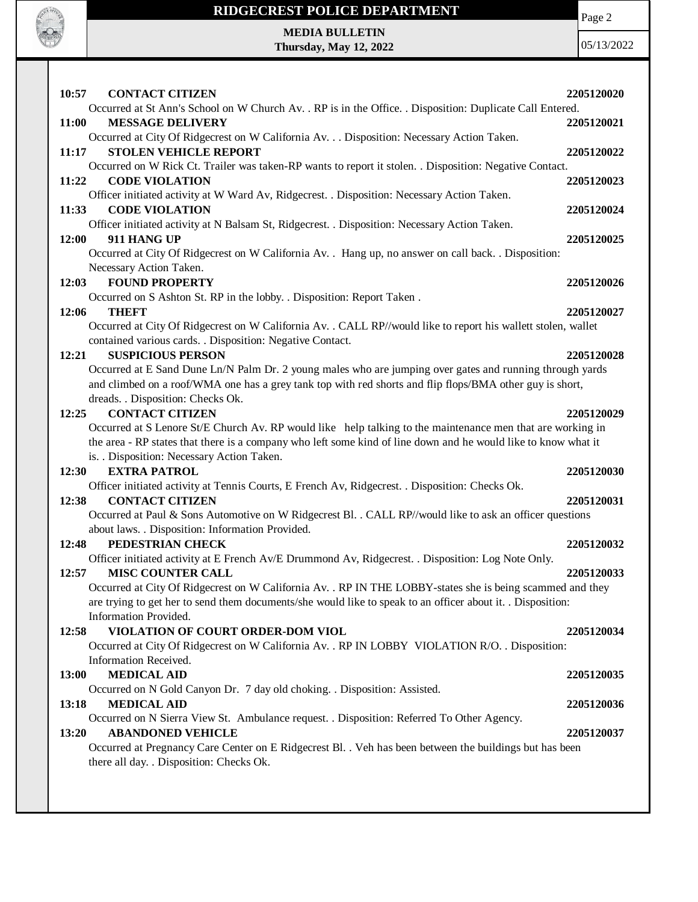**10:57 CONTACT CITIZEN** **2205120020**
Occurred at St Ann's School on W Church Av. . RP is in the Office. . Disposition: Duplicate Call Entered.

**11:00 MESSAGE DELIVERY** **2205120021**
Occurred at City Of Ridgecrest on W California Av. . . Disposition: Necessary Action Taken.

**11:17 STOLEN VEHICLE REPORT** **2205120022**
Occurred on W Rick Ct. Trailer was taken-RP wants to report it stolen. . Disposition: Negative Contact.

**11:22 CODE VIOLATION** **2205120023**
Officer initiated activity at W Ward Av, Ridgecrest. . Disposition: Necessary Action Taken.

**11:33 CODE VIOLATION** **2205120024**
Officer initiated activity at N Balsam St, Ridgecrest. . Disposition: Necessary Action Taken.

**12:00 911 HANG UP** **2205120025**
Occurred at City Of Ridgecrest on W California Av. . Hang up, no answer on call back. . Disposition: Necessary Action Taken.

**12:03 FOUND PROPERTY** **2205120026**
Occurred on S Ashton St. RP in the lobby. . Disposition: Report Taken .

**12:06 THEFT** **2205120027**
Occurred at City Of Ridgecrest on W California Av. . CALL RP//would like to report his wallett stolen, wallet contained various cards. . Disposition: Negative Contact.

**12:21 SUSPICIOUS PERSON** **2205120028**
Occurred at E Sand Dune Ln/N Palm Dr. 2 young males who are jumping over gates and running through yards and climbed on a roof/WMA one has a grey tank top with red shorts and flip flops/BMA other guy is short, dreads. . Disposition: Checks Ok.

**12:25 CONTACT CITIZEN** **2205120029**
Occurred at S Lenore St/E Church Av. RP would like help talking to the maintenance men that are working in the area - RP states that there is a company who left some kind of line down and he would like to know what it is. . Disposition: Necessary Action Taken.

**12:30 EXTRA PATROL** **2205120030**
Officer initiated activity at Tennis Courts, E French Av, Ridgecrest. . Disposition: Checks Ok.

**12:38 CONTACT CITIZEN** **2205120031**
Occurred at Paul & Sons Automotive on W Ridgecrest Bl. . CALL RP//would like to ask an officer questions about laws. . Disposition: Information Provided.

**12:48 PEDESTRIAN CHECK** **2205120032**
Officer initiated activity at E French Av/E Drummond Av, Ridgecrest. . Disposition: Log Note Only.

**12:57 MISC COUNTER CALL** **2205120033**
Occurred at City Of Ridgecrest on W California Av. . RP IN THE LOBBY-states she is being scammed and they are trying to get her to send them documents/she would like to speak to an officer about it. . Disposition: Information Provided.

**12:58 VIOLATION OF COURT ORDER-DOM VIOL** **2205120034**
Occurred at City Of Ridgecrest on W California Av. . RP IN LOBBY VIOLATION R/O. . Disposition: Information Received.

**13:00 MEDICAL AID** **2205120035**
Occurred on N Gold Canyon Dr. 7 day old choking. . Disposition: Assisted.

**13:18 MEDICAL AID** **2205120036**
Occurred on N Sierra View St. Ambulance request. . Disposition: Referred To Other Agency.

**13:20 ABANDONED VEHICLE** **2205120037**
Occurred at Pregnancy Care Center on E Ridgecrest Bl. . Veh has been between the buildings but has been there all day. . Disposition: Checks Ok.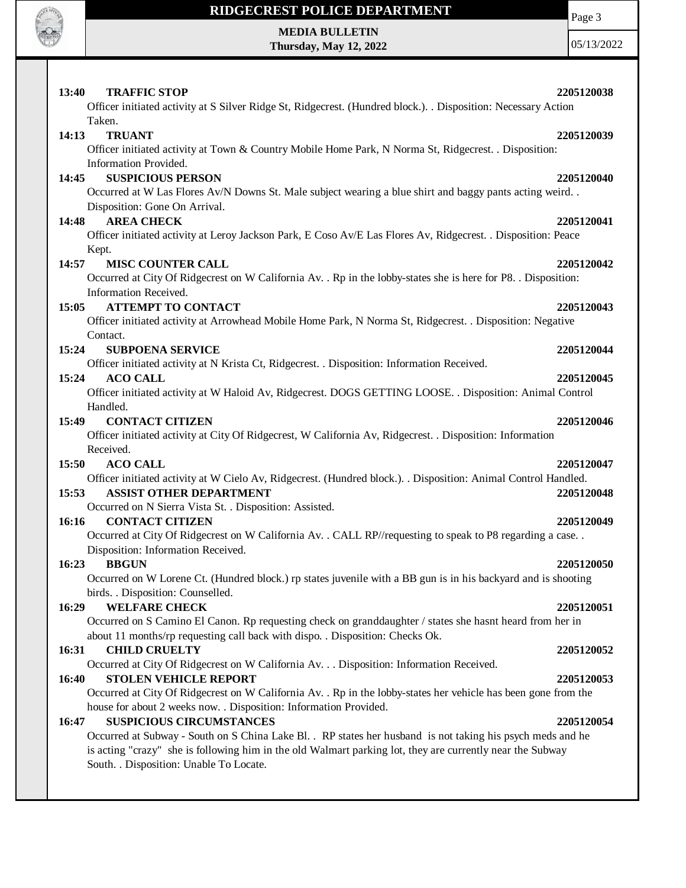**13:40 TRAFFIC STOP** 2205120038

Officer initiated activity at S Silver Ridge St, Ridgecrest. (Hundred block.). . Disposition: Necessary Action Taken.

**14:13 TRUANT** 2205120039

Officer initiated activity at Town & Country Mobile Home Park, N Norma St, Ridgecrest. . Disposition: Information Provided.

**14:45 SUSPICIOUS PERSON** 2205120040

Occurred at W Las Flores Av/N Downs St. Male subject wearing a blue shirt and baggy pants acting weird. . Disposition: Gone On Arrival.

**14:48 AREA CHECK** 2205120041

Officer initiated activity at Leroy Jackson Park, E Coso Av/E Las Flores Av, Ridgecrest. . Disposition: Peace Kept.

**14:57 MISC COUNTER CALL** 2205120042

Occurred at City Of Ridgecrest on W California Av. . Rp in the lobby-states she is here for P8. . Disposition: Information Received.

**15:05 ATTEMPT TO CONTACT** 2205120043

Officer initiated activity at Arrowhead Mobile Home Park, N Norma St, Ridgecrest. . Disposition: Negative Contact.

**15:24 SUBPOENA SERVICE** 2205120044

Officer initiated activity at N Krista Ct, Ridgecrest. . Disposition: Information Received.

**15:24 ACO CALL** 2205120045

Officer initiated activity at W Haloid Av, Ridgecrest. DOGS GETTING LOOSE. . Disposition: Animal Control Handled.

**15:49 CONTACT CITIZEN** 2205120046

Officer initiated activity at City Of Ridgecrest, W California Av, Ridgecrest. . Disposition: Information Received.

**15:50 ACO CALL** 2205120047

Officer initiated activity at W Cielo Av, Ridgecrest. (Hundred block.). . Disposition: Animal Control Handled.

**15:53 ASSIST OTHER DEPARTMENT** 2205120048

Occurred on N Sierra Vista St. . Disposition: Assisted.

**16:16 CONTACT CITIZEN** 2205120049

Occurred at City Of Ridgecrest on W California Av. . CALL RP//requesting to speak to P8 regarding a case. . Disposition: Information Received.

**16:23 BBGUN** 2205120050

Occurred on W Lorene Ct. (Hundred block.) rp states juvenile with a BB gun is in his backyard and is shooting birds. . Disposition: Counselled.

**16:29 WELFARE CHECK** 2205120051

Occurred on S Camino El Canon. Rp requesting check on granddaughter / states she hasnt heard from her in about 11 months/rp requesting call back with dispo. . Disposition: Checks Ok.

**16:31 CHILD CRUELTY** 2205120052

Occurred at City Of Ridgecrest on W California Av. . . Disposition: Information Received.

**16:40 STOLEN VEHICLE REPORT** 2205120053

Occurred at City Of Ridgecrest on W California Av. . Rp in the lobby-states her vehicle has been gone from the house for about 2 weeks now. . Disposition: Information Provided.

**16:47 SUSPICIOUS CIRCUMSTANCES** 2205120054

Occurred at Subway - South on S China Lake Bl. . RP states her husband is not taking his psych meds and he is acting "crazy" she is following him in the old Walmart parking lot, they are currently near the Subway South. . Disposition: Unable To Locate.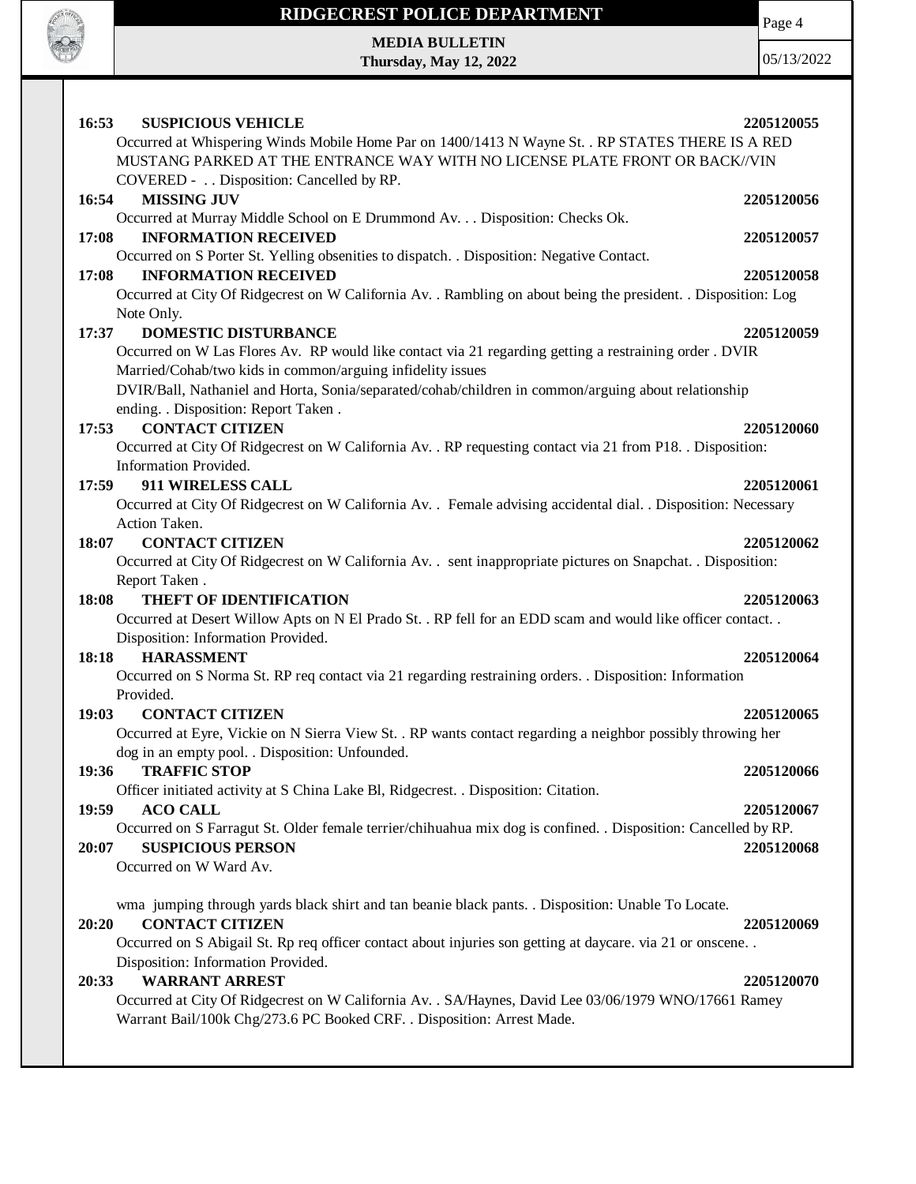**16:53 SUSPICIOUS VEHICLE** **2205120055**

Occurred at Whispering Winds Mobile Home Par on 1400/1413 N Wayne St. . RP STATES THERE IS A RED MUSTANG PARKED AT THE ENTRANCE WAY WITH NO LICENSE PLATE FRONT OR BACK//VIN COVERED - . . Disposition: Cancelled by RP.

**16:54 MISSING JUV** **2205120056**

Occurred at Murray Middle School on E Drummond Av. . . Disposition: Checks Ok.

**17:08 INFORMATION RECEIVED** **2205120057**

Occurred on S Porter St. Yelling obsenities to dispatch. . Disposition: Negative Contact.

**17:08 INFORMATION RECEIVED** **2205120058**

Occurred at City Of Ridgecrest on W California Av. . Rambling on about being the president. . Disposition: Log Note Only.

**17:37 DOMESTIC DISTURBANCE** **2205120059**

Occurred on W Las Flores Av. RP would like contact via 21 regarding getting a restraining order . DVIR Married/Cohab/two kids in common/arguing infidelity issues
DVIR/Ball, Nathaniel and Horta, Sonia/separated/cohab/children in common/arguing about relationship ending. . Disposition: Report Taken .

**17:53 CONTACT CITIZEN** **2205120060**

Occurred at City Of Ridgecrest on W California Av. . RP requesting contact via 21 from P18. . Disposition: Information Provided.

**17:59 911 WIRELESS CALL** **2205120061**

Occurred at City Of Ridgecrest on W California Av. . Female advising accidental dial. . Disposition: Necessary Action Taken.

**18:07 CONTACT CITIZEN** **2205120062**

Occurred at City Of Ridgecrest on W California Av. . sent inappropriate pictures on Snapchat. . Disposition: Report Taken .

**18:08 THEFT OF IDENTIFICATION** **2205120063**

Occurred at Desert Willow Apts on N El Prado St. . RP fell for an EDD scam and would like officer contact. . Disposition: Information Provided.

**18:18 HARASSMENT** **2205120064**

Occurred on S Norma St. RP req contact via 21 regarding restraining orders. . Disposition: Information Provided.

**19:03 CONTACT CITIZEN** **2205120065**

Occurred at Eyre, Vickie on N Sierra View St. . RP wants contact regarding a neighbor possibly throwing her dog in an empty pool. . Disposition: Unfounded.

**19:36 TRAFFIC STOP** **2205120066**

Officer initiated activity at S China Lake Bl, Ridgecrest. . Disposition: Citation.

**19:59 ACO CALL** **2205120067**

Occurred on S Farragut St. Older female terrier/chihuahua mix dog is confined. . Disposition: Cancelled by RP.

**20:07 SUSPICIOUS PERSON** **2205120068**

Occurred on W Ward Av.

wma jumping through yards black shirt and tan beanie black pants. . Disposition: Unable To Locate.

**20:20 CONTACT CITIZEN** **2205120069**

Occurred on S Abigail St. Rp req officer contact about injuries son getting at daycare. via 21 or onscene. . Disposition: Information Provided.

**20:33 WARRANT ARREST** **2205120070**

Occurred at City Of Ridgecrest on W California Av. . SA/Haynes, David Lee 03/06/1979 WNO/17661 Ramey Warrant Bail/100k Chg/273.6 PC Booked CRF. . Disposition: Arrest Made.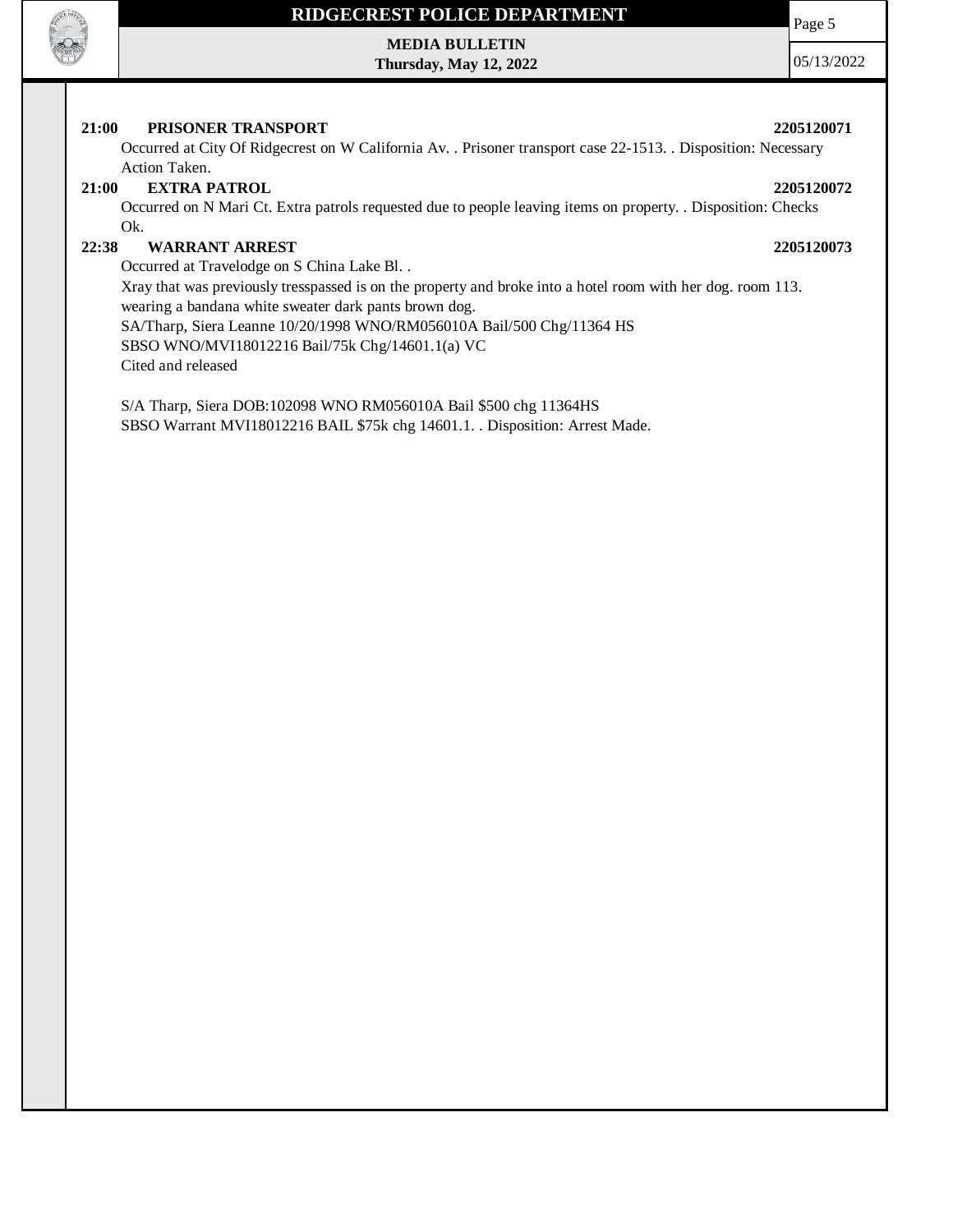**21:00 PRISONER TRANSPORT** **2205120071**

Occurred at City Of Ridgecrest on W California Av. . Prisoner transport case 22-1513. . Disposition: Necessary Action Taken.

**21:00 EXTRA PATROL** **2205120072**

Occurred on N Mari Ct. Extra patrols requested due to people leaving items on property. . Disposition: Checks Ok.

**22:38 WARRANT ARREST** **2205120073**

Occurred at Travelodge on S China Lake Bl. .

Xray that was previously tresspassed is on the property and broke into a hotel room with her dog. room 113. wearing a bandana white sweater dark pants brown dog.

SA/Tharp, Siera Leanne 10/20/1998 WNO/RM056010A Bail/500 Chg/11364 HS

SBSO WNO/MVI18012216 Bail/75k Chg/14601.1(a) VC

Cited and released

S/A Tharp, Siera DOB:102098 WNO RM056010A Bail $500 chg 11364HS

SBSO Warrant MVI18012216 BAIL $75k chg 14601.1. . Disposition: Arrest Made.